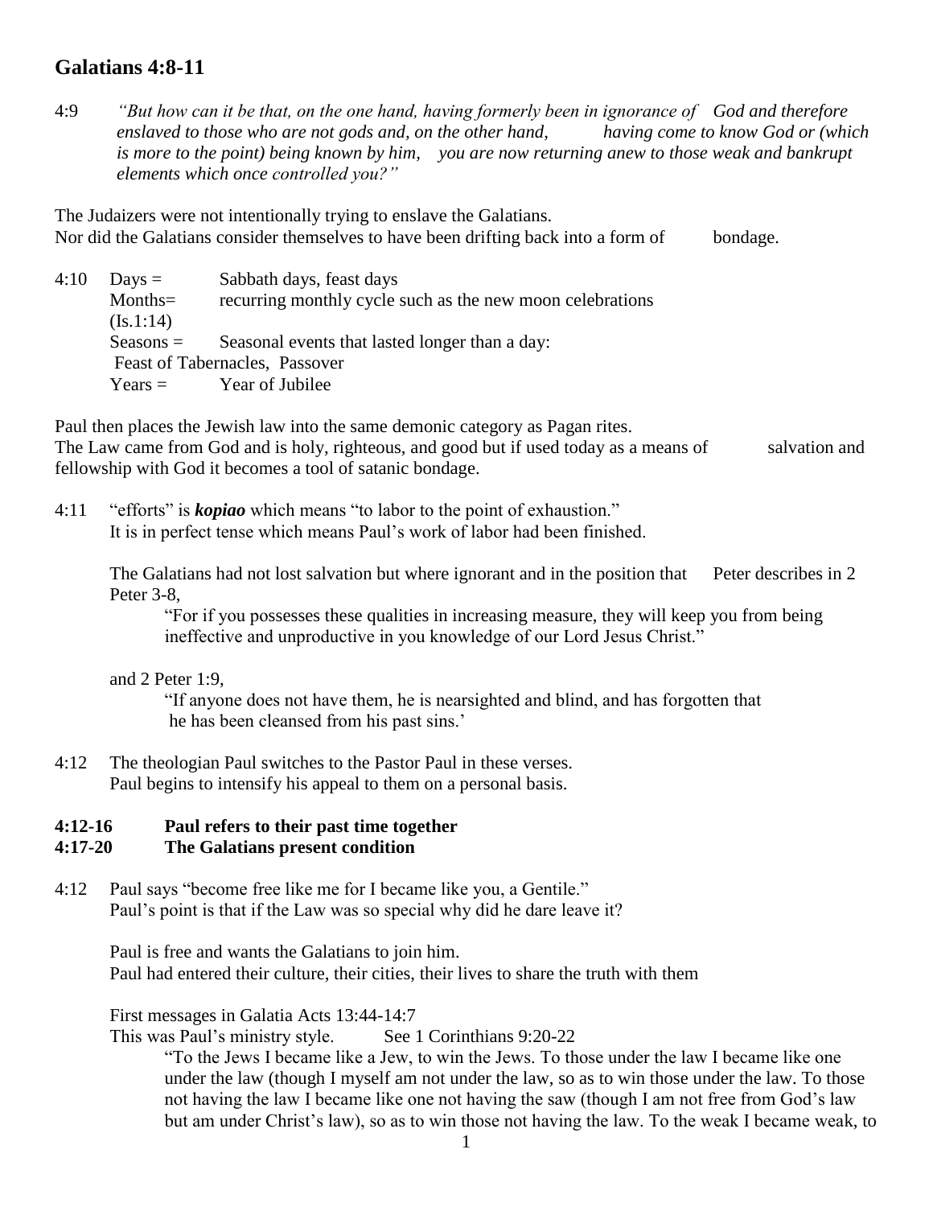## Galatians 4:8-11

4:9 *"But how can it be that, on the one hand, having formerly been in ignorance of God and therefore enslaved to those who are not gods and, on the other hand, having come to know God or (which is more to the point) being known by him, you are now returning anew to those weak and bankrupt elements which once controlled you?"*

The Judaizers were not intentionally trying to enslave the Galatians.
Nor did the Galatians consider themselves to have been drifting back into a form of bondage.

4:10 Days = Sabbath days, feast days
Months= recurring monthly cycle such as the new moon celebrations (Is.1:14)
Seasons = Seasonal events that lasted longer than a day: Feast of Tabernacles, Passover
Years = Year of Jubilee

Paul then places the Jewish law into the same demonic category as Pagan rites.
The Law came from God and is holy, righteous, and good but if used today as a means of salvation and fellowship with God it becomes a tool of satanic bondage.

4:11 "efforts" is ***kopiao*** which means "to labor to the point of exhaustion."
It is in perfect tense which means Paul's work of labor had been finished.

The Galatians had not lost salvation but where ignorant and in the position that Peter describes in 2 Peter 3-8,

"For if you possesses these qualities in increasing measure, they will keep you from being ineffective and unproductive in you knowledge of our Lord Jesus Christ."

and 2 Peter 1:9,

"If anyone does not have them, he is nearsighted and blind, and has forgotten that he has been cleansed from his past sins.'

4:12 The theologian Paul switches to the Pastor Paul in these verses.
Paul begins to intensify his appeal to them on a personal basis.

**4:12-16 Paul refers to their past time together**
**4:17-20 The Galatians present condition**

4:12 Paul says "become free like me for I became like you, a Gentile."
Paul's point is that if the Law was so special why did he dare leave it?

Paul is free and wants the Galatians to join him.
Paul had entered their culture, their cities, their lives to share the truth with them

First messages in Galatia Acts 13:44-14:7
This was Paul's ministry style. See 1 Corinthians 9:20-22

"To the Jews I became like a Jew, to win the Jews. To those under the law I became like one under the law (though I myself am not under the law, so as to win those under the law. To those not having the law I became like one not having the saw (though I am not free from God's law but am under Christ's law), so as to win those not having the law. To the weak I became weak, to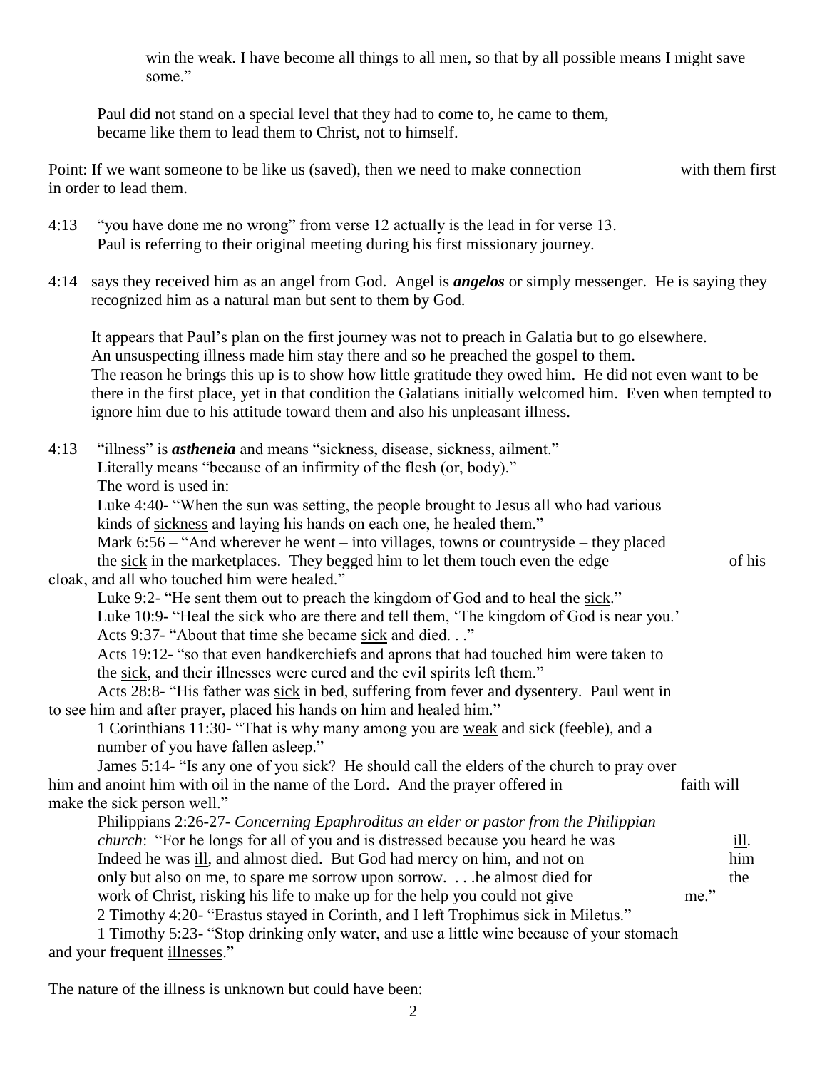win the weak. I have become all things to all men, so that by all possible means I might save some."

Paul did not stand on a special level that they had to come to, he came to them, became like them to lead them to Christ, not to himself.

Point: If we want someone to be like us (saved), then we need to make connection with them first in order to lead them.

4:13 "you have done me no wrong" from verse 12 actually is the lead in for verse 13. Paul is referring to their original meeting during his first missionary journey.

4:14 says they received him as an angel from God. Angel is ***angelos*** or simply messenger. He is saying they recognized him as a natural man but sent to them by God.

It appears that Paul's plan on the first journey was not to preach in Galatia but to go elsewhere. An unsuspecting illness made him stay there and so he preached the gospel to them. The reason he brings this up is to show how little gratitude they owed him. He did not even want to be there in the first place, yet in that condition the Galatians initially welcomed him. Even when tempted to ignore him due to his attitude toward them and also his unpleasant illness.

4:13 "illness" is ***astheneia*** and means "sickness, disease, sickness, ailment."
Literally means "because of an infirmity of the flesh (or, body)."
The word is used in:
Luke 4:40- "When the sun was setting, the people brought to Jesus all who had various kinds of <u>sickness</u> and laying his hands on each one, he healed them."
Mark 6:56 – "And wherever he went – into villages, towns or countryside – they placed the <u>sick</u> in the marketplaces. They begged him to let them touch even the edge of his cloak, and all who touched him were healed."
Luke 9:2- "He sent them out to preach the kingdom of God and to heal the <u>sick</u>."
Luke 10:9- "Heal the <u>sick</u> who are there and tell them, 'The kingdom of God is near you.'
Acts 9:37- "About that time she became <u>sick</u> and died. . ."
Acts 19:12- "so that even handkerchiefs and aprons that had touched him were taken to the <u>sick</u>, and their illnesses were cured and the evil spirits left them."
Acts 28:8- "His father was <u>sick</u> in bed, suffering from fever and dysentery. Paul went in to see him and after prayer, placed his hands on him and healed him."
1 Corinthians 11:30- "That is why many among you are <u>weak</u> and sick (feeble), and a number of you have fallen asleep."
James 5:14- "Is any one of you sick? He should call the elders of the church to pray over him and anoint him with oil in the name of the Lord. And the prayer offered in faith will make the sick person well."
Philippians 2:26-27- *Concerning Epaphroditus an elder or pastor from the Philippian church*: "For he longs for all of you and is distressed because you heard he was <u>ill</u>. Indeed he was <u>ill</u>, and almost died. But God had mercy on him, and not on him only but also on me, to spare me sorrow upon sorrow. . . .he almost died for the work of Christ, risking his life to make up for the help you could not give me."
2 Timothy 4:20- "Erastus stayed in Corinth, and I left Trophimus sick in Miletus."
1 Timothy 5:23- "Stop drinking only water, and use a little wine because of your stomach and your frequent <u>illnesses</u>."

The nature of the illness is unknown but could have been: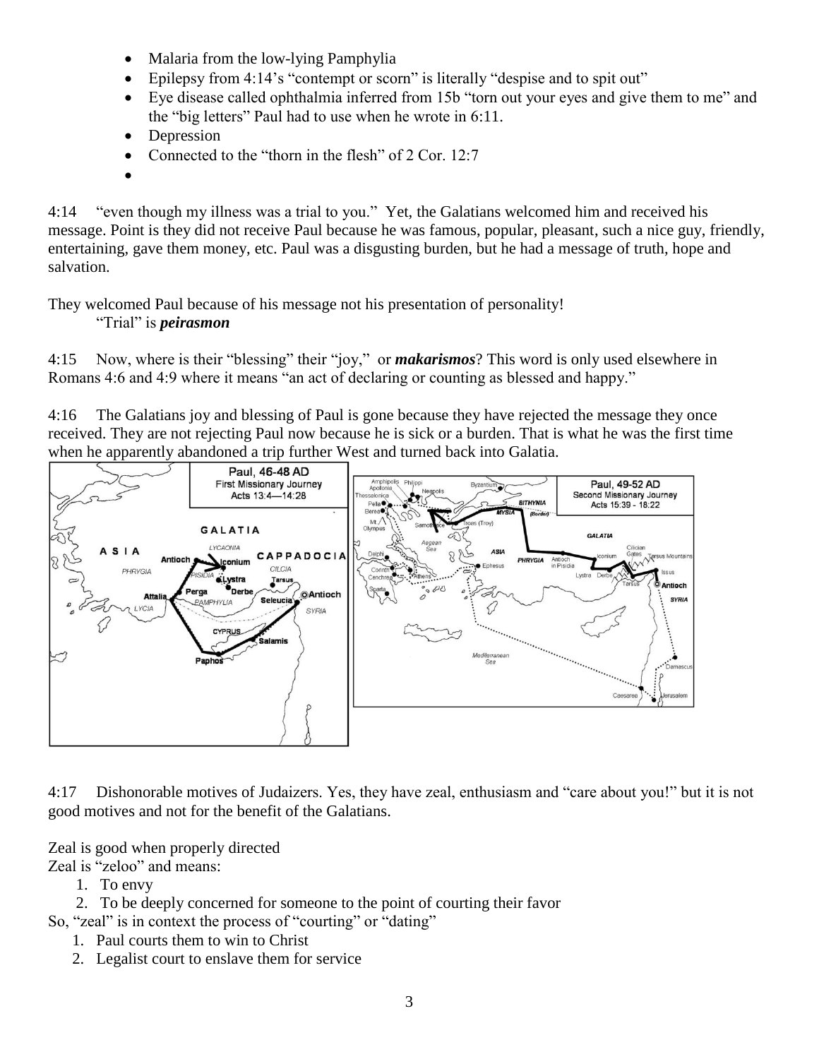- Malaria from the low-lying Pamphylia
- Epilepsy from 4:14's "contempt or scorn" is literally "despise and to spit out"
- Eye disease called ophthalmia inferred from 15b "torn out your eyes and give them to me" and the "big letters" Paul had to use when he wrote in 6:11.
- Depression
- Connected to the "thorn in the flesh" of 2 Cor. 12:7
-

4:14  "even though my illness was a trial to you." Yet, the Galatians welcomed him and received his message. Point is they did not receive Paul because he was famous, popular, pleasant, such a nice guy, friendly, entertaining, gave them money, etc. Paul was a disgusting burden, but he had a message of truth, hope and salvation.

They welcomed Paul because of his message not his presentation of personality!
"Trial" is ***peirasmon***

4:15  Now, where is their "blessing" their "joy," or ***makarismos***? This word is only used elsewhere in Romans 4:6 and 4:9 where it means "an act of declaring or counting as blessed and happy."

4:16  The Galatians joy and blessing of Paul is gone because they have rejected the message they once received. They are not rejecting Paul now because he is sick or a burden. That is what he was the first time when he apparently abandoned a trip further West and turned back into Galatia.

4:17  Dishonorable motives of Judaizers. Yes, they have zeal, enthusiasm and "care about you!" but it is not good motives and not for the benefit of the Galatians.

Zeal is good when properly directed
Zeal is "zeloo" and means:

1. To envy
2. To be deeply concerned for someone to the point of courting their favor

So, "zeal" is in context the process of "courting" or "dating"

1. Paul courts them to win to Christ
2. Legalist court to enslave them for service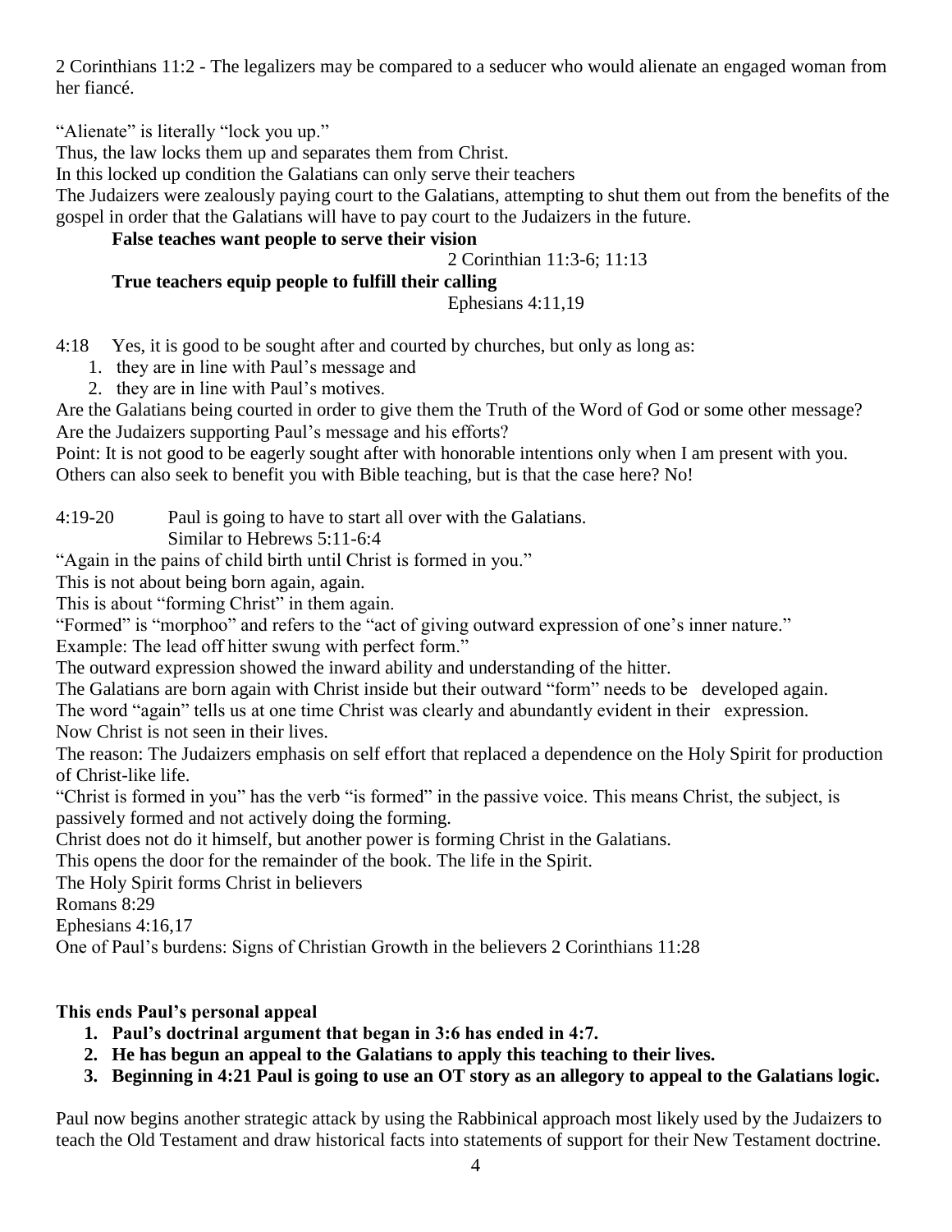2 Corinthians 11:2 - The legalizers may be compared to a seducer who would alienate an engaged woman from her fiancé.

"Alienate" is literally "lock you up."

Thus, the law locks them up and separates them from Christ.

In this locked up condition the Galatians can only serve their teachers

The Judaizers were zealously paying court to the Galatians, attempting to shut them out from the benefits of the gospel in order that the Galatians will have to pay court to the Judaizers in the future.

**False teaches want people to serve their vision**

2 Corinthian 11:3-6; 11:13

**True teachers equip people to fulfill their calling**

Ephesians 4:11,19

4:18 Yes, it is good to be sought after and courted by churches, but only as long as:

1. they are in line with Paul's message and
2. they are in line with Paul's motives.

Are the Galatians being courted in order to give them the Truth of the Word of God or some other message?

Are the Judaizers supporting Paul's message and his efforts?

Point: It is not good to be eagerly sought after with honorable intentions only when I am present with you.

Others can also seek to benefit you with Bible teaching, but is that the case here? No!

4:19-20 Paul is going to have to start all over with the Galatians.

Similar to Hebrews 5:11-6:4

"Again in the pains of child birth until Christ is formed in you."

This is not about being born again, again.

This is about "forming Christ" in them again.

"Formed" is "morphoo" and refers to the "act of giving outward expression of one's inner nature."

Example: The lead off hitter swung with perfect form."

The outward expression showed the inward ability and understanding of the hitter.

The Galatians are born again with Christ inside but their outward "form" needs to be developed again.

The word "again" tells us at one time Christ was clearly and abundantly evident in their expression.

Now Christ is not seen in their lives.

The reason: The Judaizers emphasis on self effort that replaced a dependence on the Holy Spirit for production of Christ-like life.

"Christ is formed in you" has the verb "is formed" in the passive voice. This means Christ, the subject, is passively formed and not actively doing the forming.

Christ does not do it himself, but another power is forming Christ in the Galatians.

This opens the door for the remainder of the book. The life in the Spirit.

The Holy Spirit forms Christ in believers

Romans 8:29

Ephesians 4:16,17

One of Paul's burdens: Signs of Christian Growth in the believers 2 Corinthians 11:28

**This ends Paul's personal appeal**

1. **Paul's doctrinal argument that began in 3:6 has ended in 4:7.**
2. **He has begun an appeal to the Galatians to apply this teaching to their lives.**
3. **Beginning in 4:21 Paul is going to use an OT story as an allegory to appeal to the Galatians logic.**

Paul now begins another strategic attack by using the Rabbinical approach most likely used by the Judaizers to teach the Old Testament and draw historical facts into statements of support for their New Testament doctrine.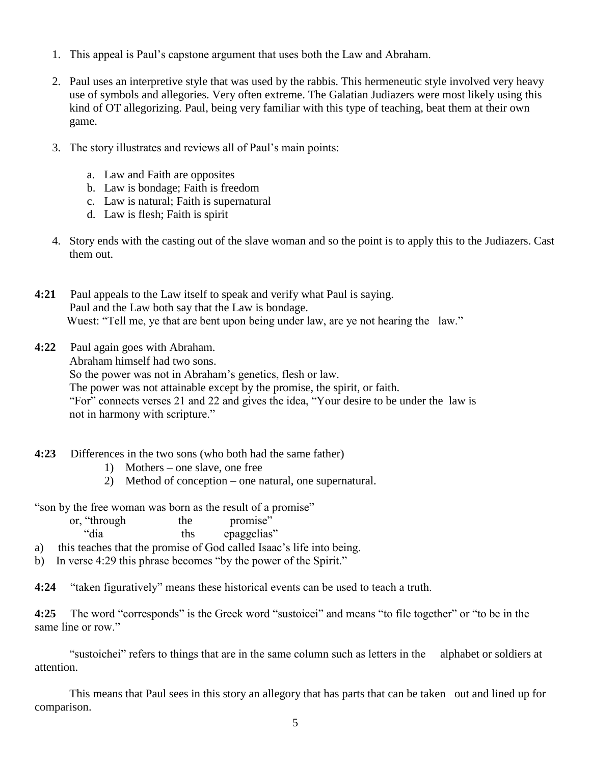1. This appeal is Paul's capstone argument that uses both the Law and Abraham.

2. Paul uses an interpretive style that was used by the rabbis. This hermeneutic style involved very heavy use of symbols and allegories. Very often extreme. The Galatian Judiazers were most likely using this kind of OT allegorizing. Paul, being very familiar with this type of teaching, beat them at their own game.

3. The story illustrates and reviews all of Paul's main points:

   a. Law and Faith are opposites
   b. Law is bondage; Faith is freedom
   c. Law is natural; Faith is supernatural
   d. Law is flesh; Faith is spirit

4. Story ends with the casting out of the slave woman and so the point is to apply this to the Judiazers. Cast them out.

**4:21** Paul appeals to the Law itself to speak and verify what Paul is saying.
Paul and the Law both say that the Law is bondage.
Wuest: "Tell me, ye that are bent upon being under law, are ye not hearing the law."

**4:22** Paul again goes with Abraham.
Abraham himself had two sons.
So the power was not in Abraham's genetics, flesh or law.
The power was not attainable except by the promise, the spirit, or faith.
"For" connects verses 21 and 22 and gives the idea, "Your desire to be under the law is not in harmony with scripture."

**4:23** Differences in the two sons (who both had the same father)

1) Mothers – one slave, one free
2) Method of conception – one natural, one supernatural.

"son by the free woman was born as the result of a promise"
or, "through the promise"
"dia ths epaggelias"

a) this teaches that the promise of God called Isaac's life into being.
b) In verse 4:29 this phrase becomes "by the power of the Spirit."

**4:24** "taken figuratively" means these historical events can be used to teach a truth.

**4:25** The word "corresponds" is the Greek word "sustoicei" and means "to file together" or "to be in the same line or row."

"sustoichei" refers to things that are in the same column such as letters in the alphabet or soldiers at attention.

This means that Paul sees in this story an allegory that has parts that can be taken out and lined up for comparison.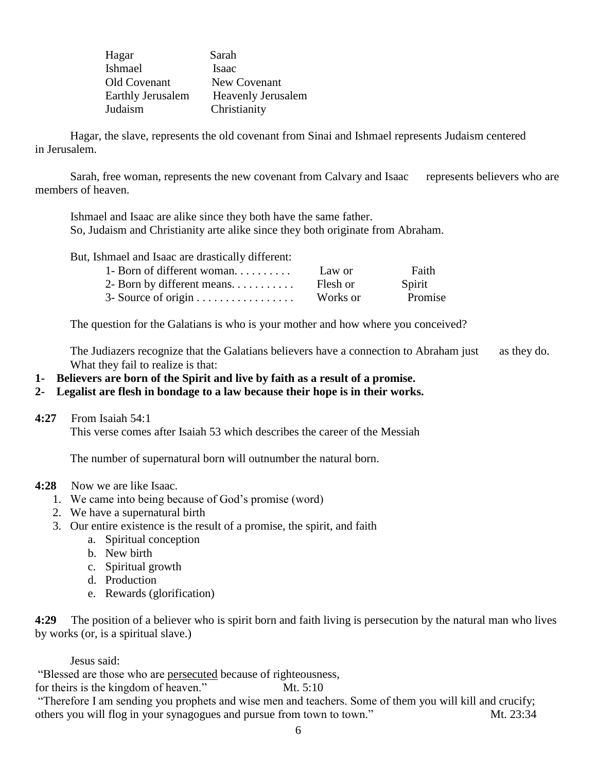| Hagar | Sarah |
|---|---|
| Ishmael | Isaac |
| Old Covenant | New Covenant |
| Earthly Jerusalem | Heavenly Jerusalem |
| Judaism | Christianity |

Hagar, the slave, represents the old covenant from Sinai and Ishmael represents Judaism centered in Jerusalem.

Sarah, free woman, represents the new covenant from Calvary and Isaac represents believers who are members of heaven.

Ishmael and Isaac are alike since they both have the same father.
So, Judaism and Christianity arte alike since they both originate from Abraham.

But, Ishmael and Isaac are drastically different:

| | | |
|---|---|---|
| 1- Born of different woman. . . . . . . . . . | Law or | Faith |
| 2- Born by different means. . . . . . . . . . . | Flesh or | Spirit |
| 3- Source of origin . . . . . . . . . . . . . . . . . | Works or | Promise |

The question for the Galatians is who is your mother and how where you conceived?

The Judiazers recognize that the Galatians believers have a connection to Abraham just as they do. What they fail to realize is that:

**1- Believers are born of the Spirit and live by faith as a result of a promise.**

**2- Legalist are flesh in bondage to a law because their hope is in their works.**

**4:27** From Isaiah 54:1
This verse comes after Isaiah 53 which describes the career of the Messiah

The number of supernatural born will outnumber the natural born.

**4:28** Now we are like Isaac.

1. We came into being because of God's promise (word)
2. We have a supernatural birth
3. Our entire existence is the result of a promise, the spirit, and faith
    a. Spiritual conception
    b. New birth
    c. Spiritual growth
    d. Production
    e. Rewards (glorification)

**4:29** The position of a believer who is spirit born and faith living is persecution by the natural man who lives by works (or, is a spiritual slave.)

Jesus said:

"Blessed are those who are persecuted because of righteousness,
for theirs is the kingdom of heaven." Mt. 5:10

"Therefore I am sending you prophets and wise men and teachers. Some of them you will kill and crucify; others you will flog in your synagogues and pursue from town to town." Mt. 23:34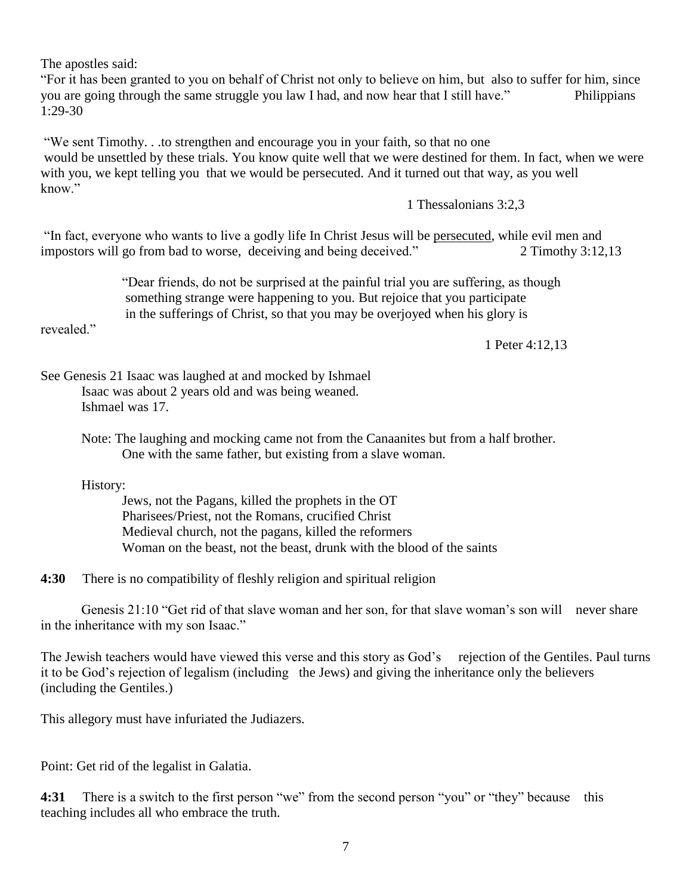The apostles said:
"For it has been granted to you on behalf of Christ not only to believe on him, but also to suffer for him, since you are going through the same struggle you law I had, and now hear that I still have." Philippians 1:29-30

"We sent Timothy. . .to strengthen and encourage you in your faith, so that no one would be unsettled by these trials. You know quite well that we were destined for them. In fact, when we were with you, we kept telling you that we would be persecuted. And it turned out that way, as you well know."

1 Thessalonians 3:2,3

"In fact, everyone who wants to live a godly life In Christ Jesus will be <u>persecuted</u>, while evil men and impostors will go from bad to worse, deceiving and being deceived." 2 Timothy 3:12,13

"Dear friends, do not be surprised at the painful trial you are suffering, as though something strange were happening to you. But rejoice that you participate in the sufferings of Christ, so that you may be overjoyed when his glory is revealed."

1 Peter 4:12,13

See Genesis 21 Isaac was laughed at and mocked by Ishmael
Isaac was about 2 years old and was being weaned.
Ishmael was 17.

Note: The laughing and mocking came not from the Canaanites but from a half brother.
One with the same father, but existing from a slave woman.

History:
Jews, not the Pagans, killed the prophets in the OT
Pharisees/Priest, not the Romans, crucified Christ
Medieval church, not the pagans, killed the reformers
Woman on the beast, not the beast, drunk with the blood of the saints

**4:30** There is no compatibility of fleshly religion and spiritual religion

Genesis 21:10 "Get rid of that slave woman and her son, for that slave woman's son will never share in the inheritance with my son Isaac."

The Jewish teachers would have viewed this verse and this story as God's rejection of the Gentiles. Paul turns it to be God's rejection of legalism (including the Jews) and giving the inheritance only the believers (including the Gentiles.)

This allegory must have infuriated the Judiazers.

Point: Get rid of the legalist in Galatia.

**4:31** There is a switch to the first person "we" from the second person "you" or "they" because this teaching includes all who embrace the truth.